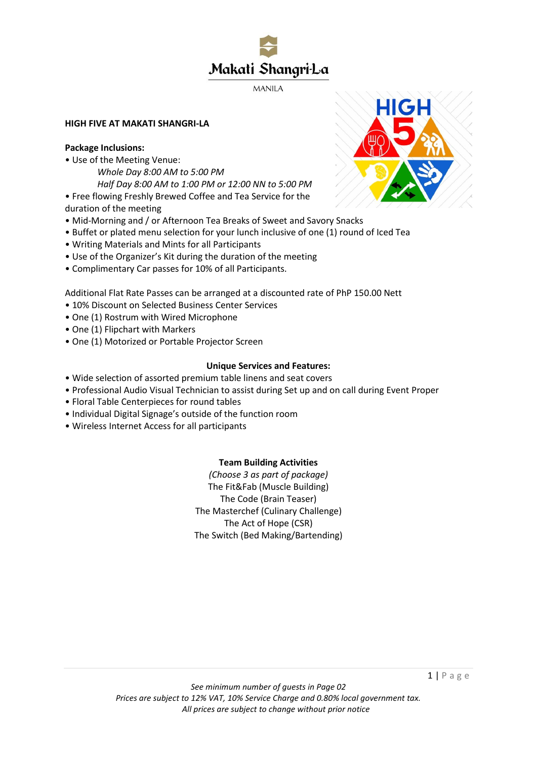Makati Shangri-La

MANILA

## HIGH FIVE AT MAKATI SHANGRI-LA

**Package Inclusions:**

- Use of the Meeting Venue:
  - *Whole Day 8:00 AM to 5:00 PM*
  - *Half Day 8:00 AM to 1:00 PM or 12:00 NN to 5:00 PM*
- Free flowing Freshly Brewed Coffee and Tea Service for the duration of the meeting
- Mid-Morning and / or Afternoon Tea Breaks of Sweet and Savory Snacks
- Buffet or plated menu selection for your lunch inclusive of one (1) round of Iced Tea
- Writing Materials and Mints for all Participants
- Use of the Organizer's Kit during the duration of the meeting
- Complimentary Car passes for 10% of all Participants.

Additional Flat Rate Passes can be arranged at a discounted rate of PhP 150.00 Nett

- 10% Discount on Selected Business Center Services
- One (1) Rostrum with Wired Microphone
- One (1) Flipchart with Markers
- One (1) Motorized or Portable Projector Screen

**Unique Services and Features:**

- Wide selection of assorted premium table linens and seat covers
- Professional Audio Visual Technician to assist during Set up and on call during Event Proper
- Floral Table Centerpieces for round tables
- Individual Digital Signage's outside of the function room
- Wireless Internet Access for all participants

**Team Building Activities**

*(Choose 3 as part of package)*

The Fit&Fab (Muscle Building)

The Code (Brain Teaser)

The Masterchef (Culinary Challenge)

The Act of Hope (CSR)

The Switch (Bed Making/Bartending)

*See minimum number of guests in Page 02*

*Prices are subject to 12% VAT, 10% Service Charge and 0.80% local government tax.*

*All prices are subject to change without prior notice*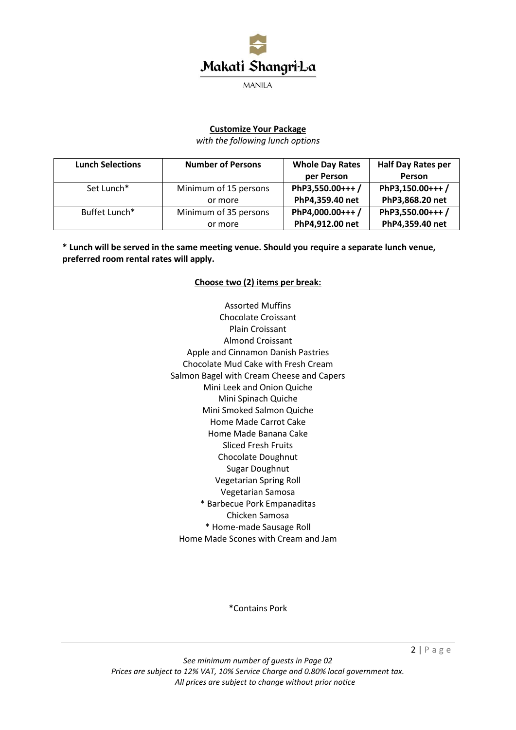Makati Shangri-La

MANILA

**Customize Your Package**

*with the following lunch options*

| Lunch Selections | Number of Persons | Whole Day Rates per Person | Half Day Rates per Person |
|---|---|---|---|
| Set Lunch* | Minimum of 15 persons or more | **PhP3,550.00+++ / PhP4,359.40 net** | **PhP3,150.00+++ / PhP3,868.20 net** |
| Buffet Lunch* | Minimum of 35 persons or more | **PhP4,000.00+++ / PhP4,912.00 net** | **PhP3,550.00+++ / PhP4,359.40 net** |

**\* Lunch will be served in the same meeting venue. Should you require a separate lunch venue, preferred room rental rates will apply.**

**Choose two (2) items per break:**

Assorted Muffins
Chocolate Croissant
Plain Croissant
Almond Croissant
Apple and Cinnamon Danish Pastries
Chocolate Mud Cake with Fresh Cream
Salmon Bagel with Cream Cheese and Capers
Mini Leek and Onion Quiche
Mini Spinach Quiche
Mini Smoked Salmon Quiche
Home Made Carrot Cake
Home Made Banana Cake
Sliced Fresh Fruits
Chocolate Doughnut
Sugar Doughnut
Vegetarian Spring Roll
Vegetarian Samosa
\* Barbecue Pork Empanaditas
Chicken Samosa
\* Home-made Sausage Roll
Home Made Scones with Cream and Jam

*Contains Pork

*See minimum number of guests in Page 02*
*Prices are subject to 12% VAT, 10% Service Charge and 0.80% local government tax.*
*All prices are subject to change without prior notice*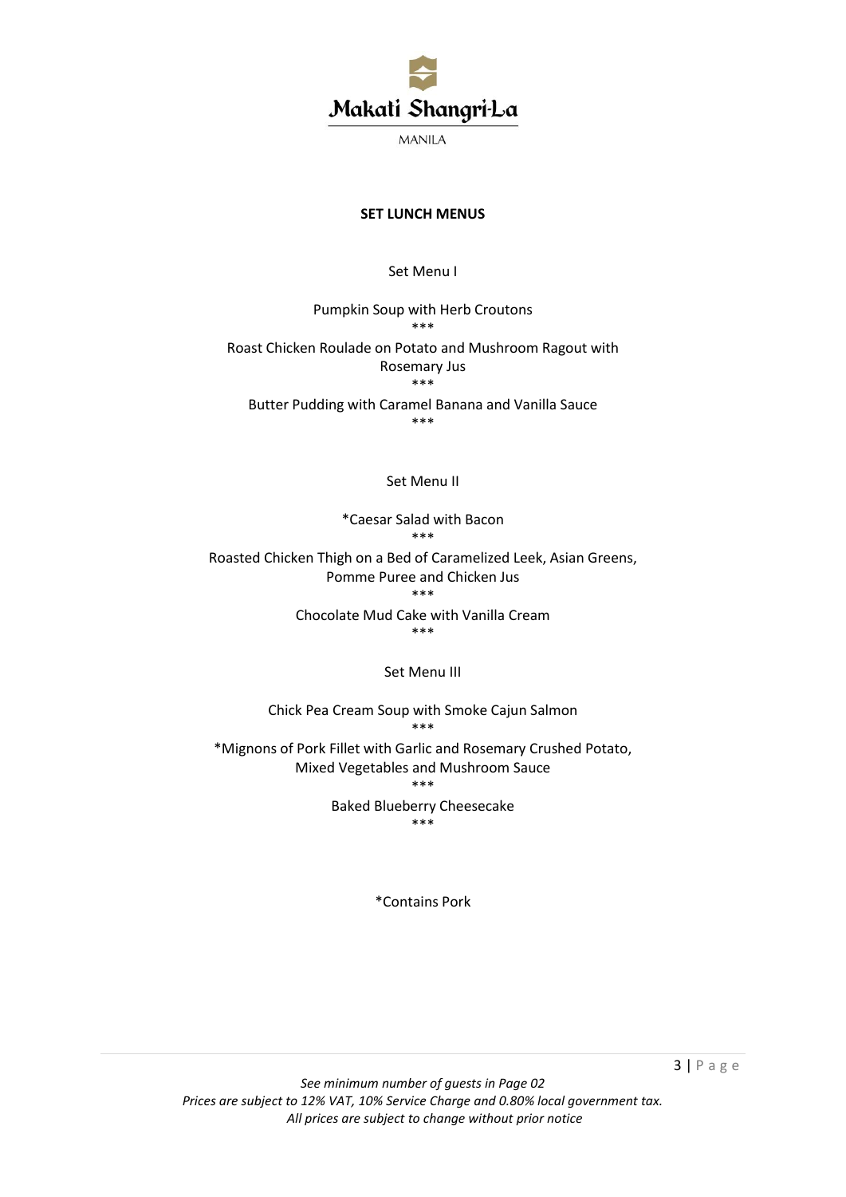Makati Shangri-La

MANILA

## SET LUNCH MENUS

### Set Menu I

Pumpkin Soup with Herb Croutons

***

Roast Chicken Roulade on Potato and Mushroom Ragout with Rosemary Jus

***

Butter Pudding with Caramel Banana and Vanilla Sauce

***

### Set Menu II

*Caesar Salad with Bacon

***

Roasted Chicken Thigh on a Bed of Caramelized Leek, Asian Greens, Pomme Puree and Chicken Jus

***

Chocolate Mud Cake with Vanilla Cream

***

### Set Menu III

Chick Pea Cream Soup with Smoke Cajun Salmon

***

*Mignons of Pork Fillet with Garlic and Rosemary Crushed Potato, Mixed Vegetables and Mushroom Sauce

***

Baked Blueberry Cheesecake

***

*Contains Pork

*See minimum number of guests in Page 02*
*Prices are subject to 12% VAT, 10% Service Charge and 0.80% local government tax.*
*All prices are subject to change without prior notice*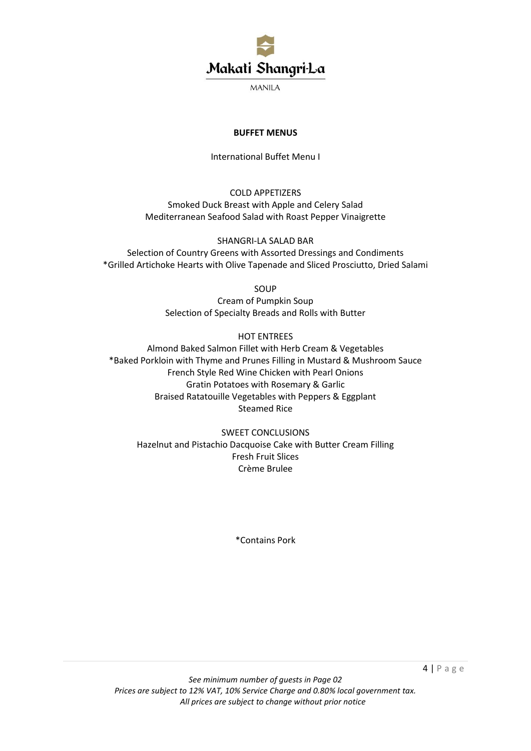## BUFFET MENUS

International Buffet Menu I

COLD APPETIZERS
Smoked Duck Breast with Apple and Celery Salad
Mediterranean Seafood Salad with Roast Pepper Vinaigrette

SHANGRI-LA SALAD BAR
Selection of Country Greens with Assorted Dressings and Condiments
*Grilled Artichoke Hearts with Olive Tapenade and Sliced Prosciutto, Dried Salami

SOUP
Cream of Pumpkin Soup
Selection of Specialty Breads and Rolls with Butter

HOT ENTREES
Almond Baked Salmon Fillet with Herb Cream & Vegetables
*Baked Porkloin with Thyme and Prunes Filling in Mustard & Mushroom Sauce
French Style Red Wine Chicken with Pearl Onions
Gratin Potatoes with Rosemary & Garlic
Braised Ratatouille Vegetables with Peppers & Eggplant
Steamed Rice

SWEET CONCLUSIONS
Hazelnut and Pistachio Dacquoise Cake with Butter Cream Filling
Fresh Fruit Slices
Crème Brulee

*Contains Pork

*See minimum number of guests in Page 02*
*Prices are subject to 12% VAT, 10% Service Charge and 0.80% local government tax.*
*All prices are subject to change without prior notice*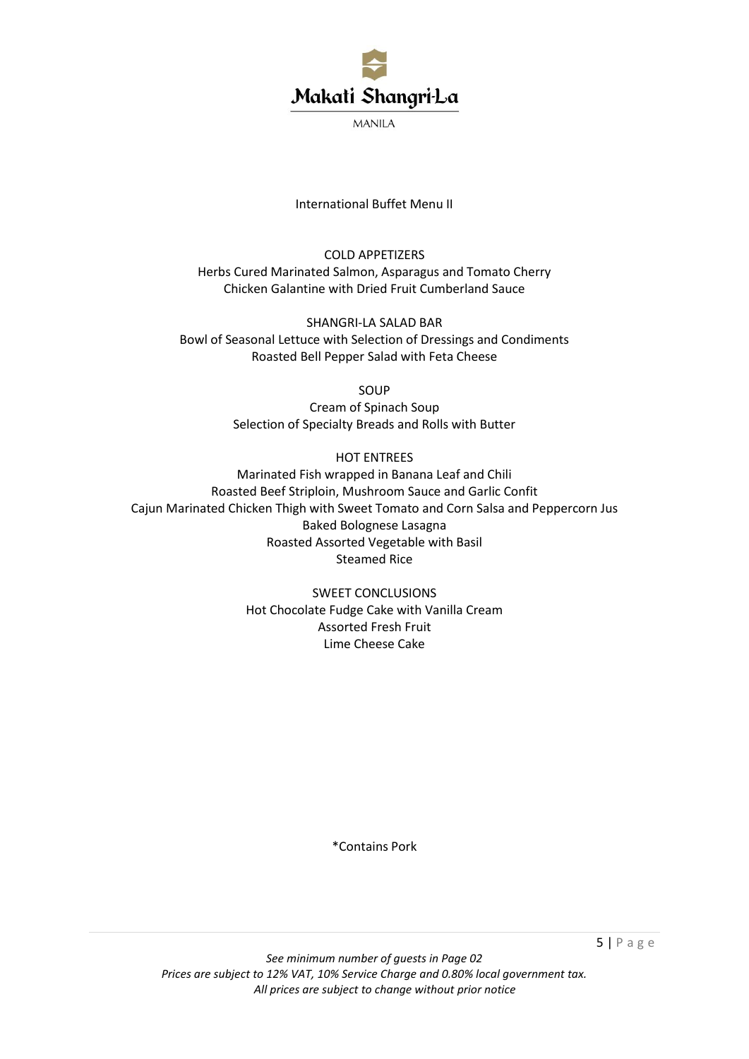Makati Shangri-La

MANILA

# International Buffet Menu II

## COLD APPETIZERS

Herbs Cured Marinated Salmon, Asparagus and Tomato Cherry
Chicken Galantine with Dried Fruit Cumberland Sauce

## SHANGRI-LA SALAD BAR

Bowl of Seasonal Lettuce with Selection of Dressings and Condiments
Roasted Bell Pepper Salad with Feta Cheese

## SOUP

Cream of Spinach Soup
Selection of Specialty Breads and Rolls with Butter

## HOT ENTREES

Marinated Fish wrapped in Banana Leaf and Chili
Roasted Beef Striploin, Mushroom Sauce and Garlic Confit
Cajun Marinated Chicken Thigh with Sweet Tomato and Corn Salsa and Peppercorn Jus
Baked Bolognese Lasagna
Roasted Assorted Vegetable with Basil
Steamed Rice

## SWEET CONCLUSIONS

Hot Chocolate Fudge Cake with Vanilla Cream
Assorted Fresh Fruit
Lime Cheese Cake

*Contains Pork

*See minimum number of guests in Page 02*
*Prices are subject to 12% VAT, 10% Service Charge and 0.80% local government tax.*
*All prices are subject to change without prior notice*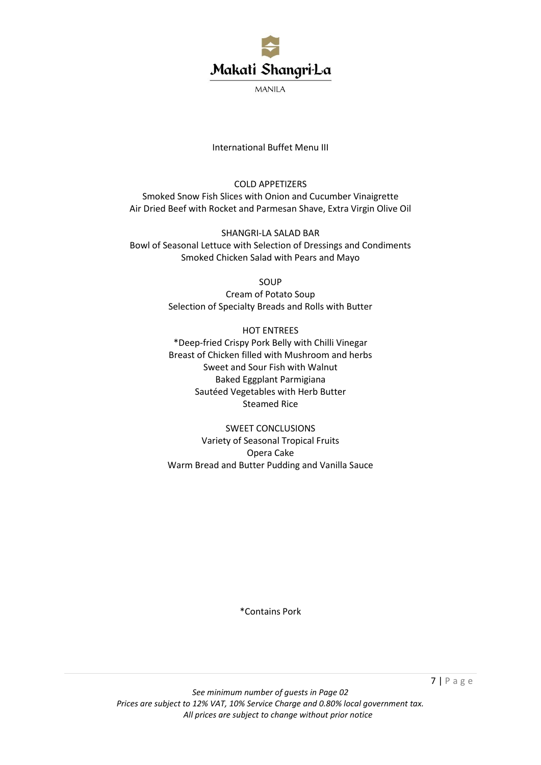Makati Shangri-La

MANILA

# International Buffet Menu III

## COLD APPETIZERS

Smoked Snow Fish Slices with Onion and Cucumber Vinaigrette
Air Dried Beef with Rocket and Parmesan Shave, Extra Virgin Olive Oil

## SHANGRI-LA SALAD BAR

Bowl of Seasonal Lettuce with Selection of Dressings and Condiments
Smoked Chicken Salad with Pears and Mayo

## SOUP

Cream of Potato Soup
Selection of Specialty Breads and Rolls with Butter

## HOT ENTREES

*Deep-fried Crispy Pork Belly with Chilli Vinegar
Breast of Chicken filled with Mushroom and herbs
Sweet and Sour Fish with Walnut
Baked Eggplant Parmigiana
Sautéed Vegetables with Herb Butter
Steamed Rice

## SWEET CONCLUSIONS

Variety of Seasonal Tropical Fruits
Opera Cake
Warm Bread and Butter Pudding and Vanilla Sauce

*Contains Pork

*See minimum number of guests in Page 02*
*Prices are subject to 12% VAT, 10% Service Charge and 0.80% local government tax.*
*All prices are subject to change without prior notice*